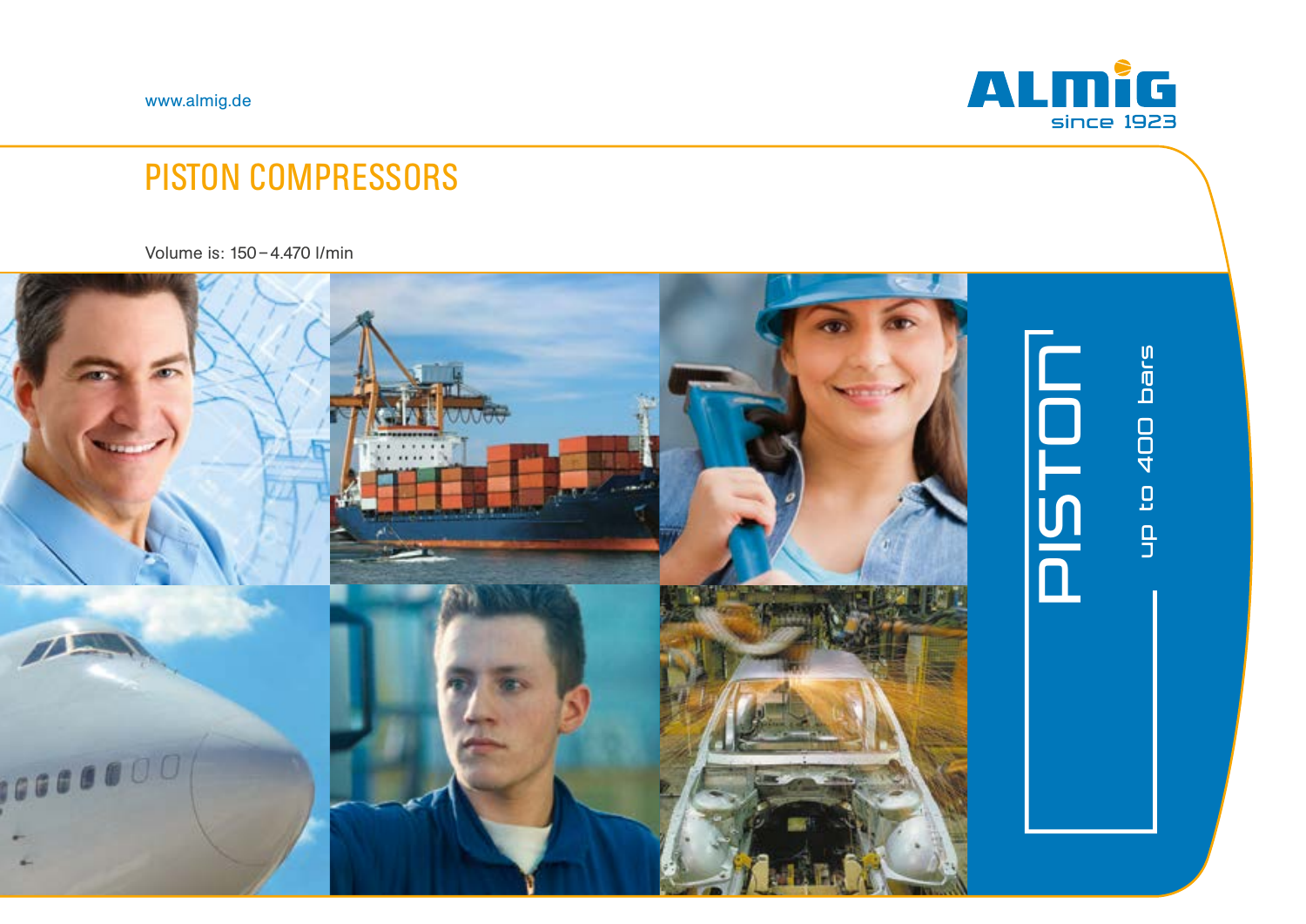www.almig.de

ALMIG since 1923

# PISTON COMPRESSORS

Volume is: 150 – 4.470 l/min

PISTON

up to 400 bars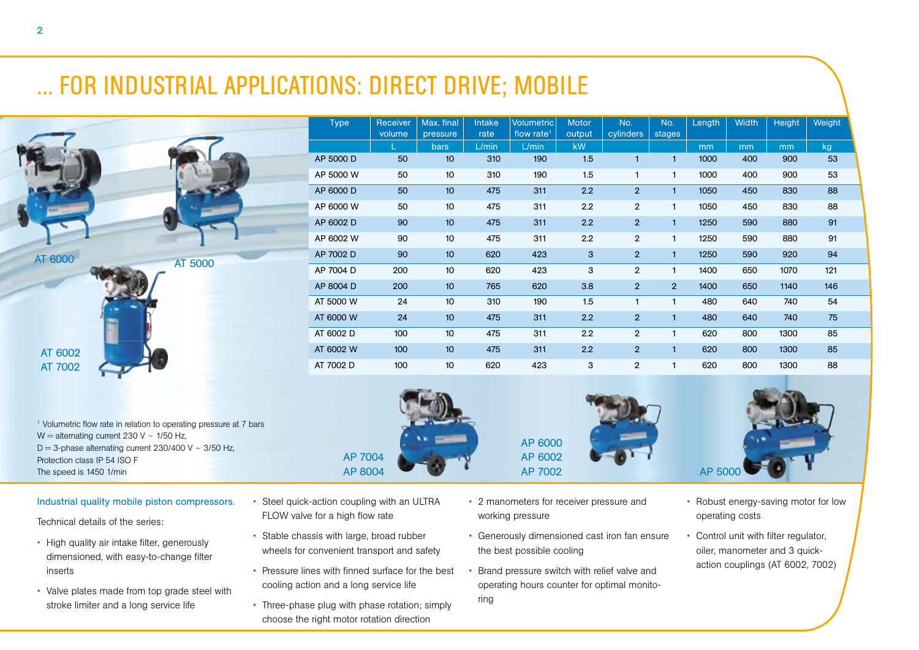# ... FOR INDUSTRIAL APPLICATIONS: DIRECT DRIVE; MOBILE

| Type | Receiver volume | Max. final pressure | Intake rate | Volumetric flow rate[1] | Motor output | No. cylinders | No. stages | Length | Width | Height | Weight |
|---|---|---|---|---|---|---|---|---|---|---|---|
| | L | bars | L/min | L/min | kW | | | mm | mm | mm | kg |
| AP 5000 D | 50 | 10 | 310 | 190 | 1.5 | 1 | 1 | 1000 | 400 | 900 | 53 |
| AP 5000 W | 50 | 10 | 310 | 190 | 1.5 | 1 | 1 | 1000 | 400 | 900 | 53 |
| AP 6000 D | 50 | 10 | 475 | 311 | 2.2 | 2 | 1 | 1050 | 450 | 830 | 88 |
| AP 6000 W | 50 | 10 | 475 | 311 | 2.2 | 2 | 1 | 1050 | 450 | 830 | 88 |
| AP 6002 D | 90 | 10 | 475 | 311 | 2.2 | 2 | 1 | 1250 | 590 | 880 | 91 |
| AP 6002 W | 90 | 10 | 475 | 311 | 2.2 | 2 | 1 | 1250 | 590 | 880 | 91 |
| AP 7002 D | 90 | 10 | 620 | 423 | 3 | 2 | 1 | 1250 | 590 | 920 | 94 |
| AP 7004 D | 200 | 10 | 620 | 423 | 3 | 2 | 1 | 1400 | 650 | 1070 | 121 |
| AP 8004 D | 200 | 10 | 765 | 620 | 3.8 | 2 | 2 | 1400 | 650 | 1140 | 146 |
| AT 5000 W | 24 | 10 | 310 | 190 | 1.5 | 1 | 1 | 480 | 640 | 740 | 54 |
| AT 6000 W | 24 | 10 | 475 | 311 | 2.2 | 2 | 1 | 480 | 640 | 740 | 75 |
| AT 6002 D | 100 | 10 | 475 | 311 | 2.2 | 2 | 1 | 620 | 800 | 1300 | 85 |
| AT 6002 W | 100 | 10 | 475 | 311 | 2.2 | 2 | 1 | 620 | 800 | 1300 | 85 |
| AT 7002 D | 100 | 10 | 620 | 423 | 3 | 2 | 1 | 620 | 800 | 1300 | 88 |

AT 6000

AT 5000

AT 6002
AT 7002

AP 7004
AP 8004

AP 6000
AP 6002
AP 7002

AP 5000

[1] Volumetric flow rate in relation to operating pressure at 7 bars
W = alternating current 230 V ~ 1/50 Hz,
D = 3-phase alternating current 230/400 V ~ 3/50 Hz,
Protection class IP 54 ISO F
The speed is 1450 1/min

Industrial quality mobile piston compressors.

Technical details of the series:

- High quality air intake filter, generously dimensioned, with easy-to-change filter inserts
- Valve plates made from top grade steel with stroke limiter and a long service life
- Steel quick-action coupling with an ULTRA FLOW valve for a high flow rate
- Stable chassis with large, broad rubber wheels for convenient transport and safety
- Pressure lines with finned surface for the best cooling action and a long service life
- Three-phase plug with phase rotation; simply choose the right motor rotation direction
- 2 manometers for receiver pressure and working pressure
- Generously dimensioned cast iron fan ensure the best possible cooling
- Brand pressure switch with relief valve and operating hours counter for optimal monitoring
- Robust energy-saving motor for low operating costs
- Control unit with filter regulator, oiler, manometer and 3 quick-action couplings (AT 6002, 7002)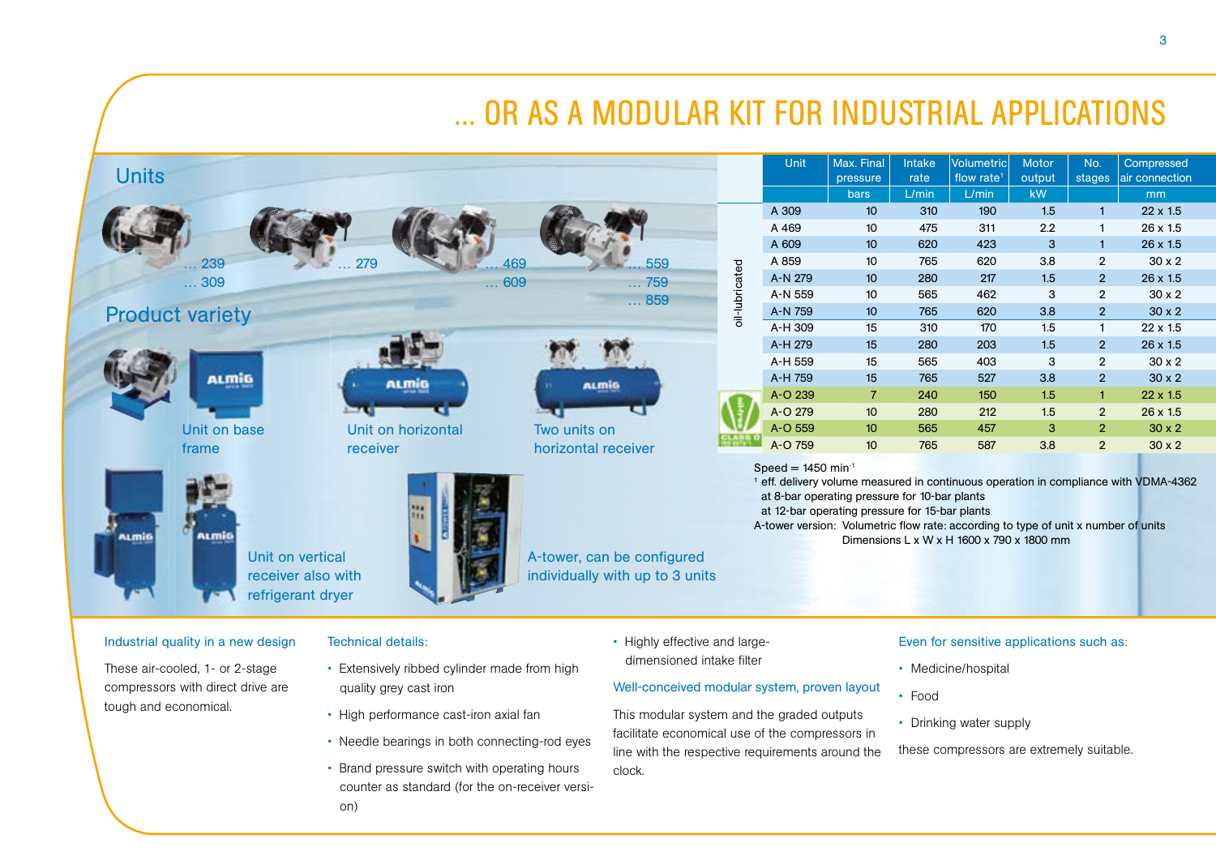# ... OR AS A MODULAR KIT FOR INDUSTRIAL APPLICATIONS

## Units

... 239
... 309

... 279

... 469
... 609

... 559
... 759
... 859

## Product variety

Unit on base frame

Unit on horizontal receiver

Two units on horizontal receiver

Unit on vertical receiver also with refrigerant dryer

A-tower, can be configured individually with up to 3 units

| | Unit | Max. Final pressure | Intake rate | Volumetric flow rate[1] | Motor output | No. stages | Compressed air connection |
|---|---|---|---|---|---|---|---|
| | | bars | L/min | L/min | kW | | mm |
| oil-lubricated | A 309 | 10 | 310 | 190 | 1.5 | 1 | 22 x 1.5 |
| | A 469 | 10 | 475 | 311 | 2.2 | 1 | 26 x 1.5 |
| | A 609 | 10 | 620 | 423 | 3 | 1 | 26 x 1.5 |
| | A 859 | 10 | 765 | 620 | 3.8 | 2 | 30 x 2 |
| | A-N 279 | 10 | 280 | 217 | 1.5 | 2 | 26 x 1.5 |
| | A-N 559 | 10 | 565 | 462 | 3 | 2 | 30 x 2 |
| | A-N 759 | 10 | 765 | 620 | 3.8 | 2 | 30 x 2 |
| | A-H 309 | 15 | 310 | 170 | 1.5 | 1 | 22 x 1.5 |
| | A-H 279 | 15 | 280 | 203 | 1.5 | 2 | 26 x 1.5 |
| | A-H 559 | 15 | 565 | 403 | 3 | 2 | 30 x 2 |
| | A-H 759 | 15 | 765 | 527 | 3.8 | 2 | 30 x 2 |
| oil-free CLASS 0 | A-O 239 | 7 | 240 | 150 | 1.5 | 1 | 22 x 1.5 |
| | A-O 279 | 10 | 280 | 212 | 1.5 | 2 | 26 x 1.5 |
| | A-O 559 | 10 | 565 | 457 | 3 | 2 | 30 x 2 |
| | A-O 759 | 10 | 765 | 587 | 3.8 | 2 | 30 x 2 |

Speed = 1450 $min^{-1}$

[1] eff. delivery volume measured in continuous operation in compliance with VDMA-4362
at 8-bar operating pressure for 10-bar plants
at 12-bar operating pressure for 15-bar plants

A-tower version: Volumetric flow rate: according to type of unit x number of units
Dimensions L x W x H 1600 x 790 x 1800 mm

### Industrial quality in a new design

These air-cooled, 1- or 2-stage compressors with direct drive are tough and economical.

### Technical details:

- Extensively ribbed cylinder made from high quality grey cast iron
- High performance cast-iron axial fan
- Needle bearings in both connecting-rod eyes
- Brand pressure switch with operating hours counter as standard (for the on-receiver version)
- Highly effective and large-dimensioned intake filter

### Well-conceived modular system, proven layout

This modular system and the graded outputs facilitate economical use of the compressors in line with the respective requirements around the clock.

### Even for sensitive applications such as:

- Medicine/hospital
- Food
- Drinking water supply

these compressors are extremely suitable.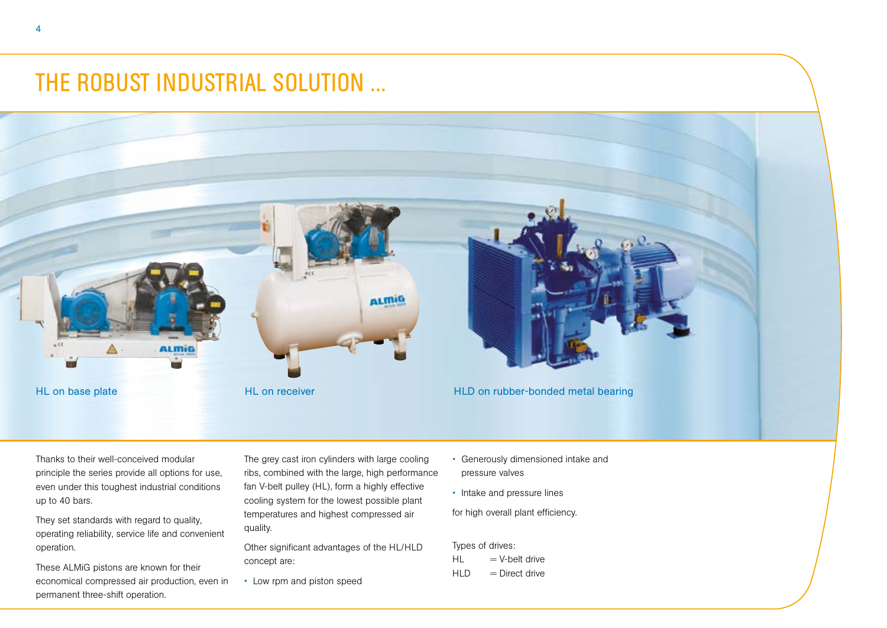# THE ROBUST INDUSTRIAL SOLUTION ...

HL on base plate

HL on receiver

HLD on rubber-bonded metal bearing

Thanks to their well-conceived modular principle the series provide all options for use, even under this toughest industrial conditions up to 40 bars.

They set standards with regard to quality, operating reliability, service life and convenient operation.

These ALMiG pistons are known for their economical compressed air production, even in permanent three-shift operation.

The grey cast iron cylinders with large cooling ribs, combined with the large, high performance fan V-belt pulley (HL), form a highly effective cooling system for the lowest possible plant temperatures and highest compressed air quality.

Other significant advantages of the HL/HLD concept are:

- Low rpm and piston speed
- Generously dimensioned intake and pressure valves
- Intake and pressure lines

for high overall plant efficiency.

Types of drives:
HL = V-belt drive
HLD = Direct drive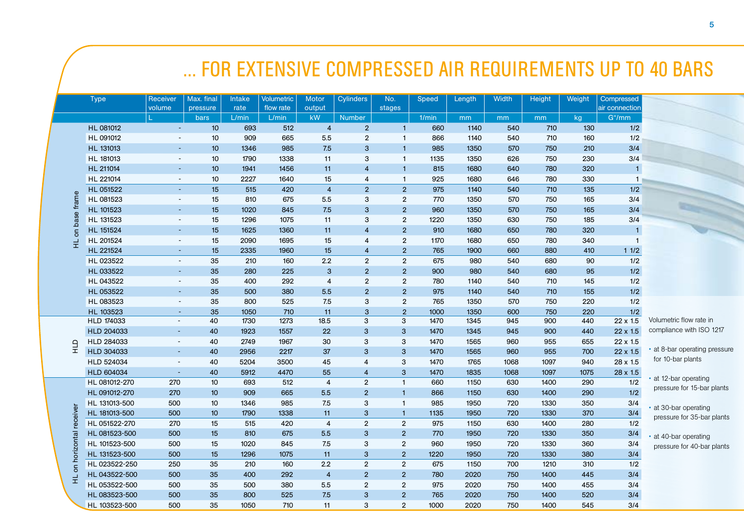# ... FOR EXTENSIVE COMPRESSED AIR REQUIREMENTS UP TO 40 BARS

| | Type | Receiver volume | Max. final pressure | Intake rate | Volumetric flow rate | Motor output | Cylinders | No. stages | Speed | Length | Width | Height | Weight | Compressed air connection |
|---|---|---|---|---|---|---|---|---|---|---|---|---|---|---|
| | | L | bars | L/min | L/min | kW | Number | | 1/min | mm | mm | mm | kg | G"/mm |
| HL on base frame | HL 081012 | - | 10 | 693 | 512 | 4 | 2 | 1 | 660 | 1140 | 540 | 710 | 130 | 1/2 |
| | HL 091012 | - | 10 | 909 | 665 | 5.5 | 2 | 1 | 866 | 1140 | 540 | 710 | 160 | 1/2 |
| | HL 131013 | - | 10 | 1346 | 985 | 7.5 | 3 | 1 | 985 | 1350 | 570 | 750 | 210 | 3/4 |
| | HL 181013 | - | 10 | 1790 | 1338 | 11 | 3 | 1 | 1135 | 1350 | 626 | 750 | 230 | 3/4 |
| | HL 211014 | - | 10 | 1941 | 1456 | 11 | 4 | 1 | 815 | 1680 | 640 | 780 | 320 | 1 |
| | HL 221014 | - | 10 | 2227 | 1640 | 15 | 4 | 1 | 925 | 1680 | 646 | 780 | 330 | 1 |
| | HL 051522 | - | 15 | 515 | 420 | 4 | 2 | 2 | 975 | 1140 | 540 | 710 | 135 | 1/2 |
| | HL 081523 | - | 15 | 810 | 675 | 5.5 | 3 | 2 | 770 | 1350 | 570 | 750 | 165 | 3/4 |
| | HL 101523 | - | 15 | 1020 | 845 | 7.5 | 3 | 2 | 960 | 1350 | 570 | 750 | 165 | 3/4 |
| | HL 131523 | - | 15 | 1296 | 1075 | 11 | 3 | 2 | 1220 | 1350 | 630 | 750 | 185 | 3/4 |
| | HL 151524 | - | 15 | 1625 | 1360 | 11 | 4 | 2 | 910 | 1680 | 650 | 780 | 320 | 1 |
| | HL 201524 | - | 15 | 2090 | 1695 | 15 | 4 | 2 | 1170 | 1680 | 650 | 780 | 340 | 1 |
| | HL 221524 | - | 15 | 2335 | 1960 | 15 | 4 | 2 | 765 | 1900 | 660 | 880 | 410 | 1 1/2 |
| | HL 023522 | - | 35 | 210 | 160 | 2.2 | 2 | 2 | 675 | 980 | 540 | 680 | 90 | 1/2 |
| | HL 033522 | - | 35 | 280 | 225 | 3 | 2 | 2 | 900 | 980 | 540 | 680 | 95 | 1/2 |
| | HL 043522 | - | 35 | 400 | 292 | 4 | 2 | 2 | 780 | 1140 | 540 | 710 | 145 | 1/2 |
| | HL 053522 | - | 35 | 500 | 380 | 5.5 | 2 | 2 | 975 | 1140 | 540 | 710 | 155 | 1/2 |
| | HL 083523 | - | 35 | 800 | 525 | 7.5 | 3 | 2 | 765 | 1350 | 570 | 750 | 220 | 1/2 |
| | HL 103523 | - | 35 | 1050 | 710 | 11 | 3 | 2 | 1000 | 1350 | 600 | 750 | 220 | 1/2 |
| HLD | HLD 174033 | - | 40 | 1730 | 1273 | 18.5 | 3 | 3 | 1470 | 1345 | 945 | 900 | 440 | 22 x 1.5 |
| | HLD 204033 | - | 40 | 1923 | 1557 | 22 | 3 | 3 | 1470 | 1345 | 945 | 900 | 440 | 22 x 1.5 |
| | HLD 284033 | - | 40 | 2749 | 1967 | 30 | 3 | 3 | 1470 | 1565 | 960 | 955 | 655 | 22 x 1.5 |
| | HLD 304033 | - | 40 | 2956 | 2217 | 37 | 3 | 3 | 1470 | 1565 | 960 | 955 | 700 | 22 x 1.5 |
| | HLD 524034 | - | 40 | 5204 | 3500 | 45 | 4 | 3 | 1470 | 1765 | 1068 | 1097 | 940 | 28 x 1.5 |
| | HLD 604034 | - | 40 | 5912 | 4470 | 55 | 4 | 3 | 1470 | 1835 | 1068 | 1097 | 1075 | 28 x 1.5 |
| HL on horizontal receiver | HL 081012-270 | 270 | 10 | 693 | 512 | 4 | 2 | 1 | 660 | 1150 | 630 | 1400 | 290 | 1/2 |
| | HL 091012-270 | 270 | 10 | 909 | 665 | 5.5 | 2 | 1 | 866 | 1150 | 630 | 1400 | 290 | 1/2 |
| | HL 131013-500 | 500 | 10 | 1346 | 985 | 7.5 | 3 | 1 | 985 | 1950 | 720 | 1330 | 350 | 3/4 |
| | HL 181013-500 | 500 | 10 | 1790 | 1338 | 11 | 3 | 1 | 1135 | 1950 | 720 | 1330 | 370 | 3/4 |
| | HL 051522-270 | 270 | 15 | 515 | 420 | 4 | 2 | 2 | 975 | 1150 | 630 | 1400 | 280 | 1/2 |
| | HL 081523-500 | 500 | 15 | 810 | 675 | 5.5 | 3 | 2 | 770 | 1950 | 720 | 1330 | 350 | 3/4 |
| | HL 101523-500 | 500 | 15 | 1020 | 845 | 7.5 | 3 | 2 | 960 | 1950 | 720 | 1330 | 360 | 3/4 |
| | HL 131523-500 | 500 | 15 | 1296 | 1075 | 11 | 3 | 2 | 1220 | 1950 | 720 | 1330 | 380 | 3/4 |
| | HL 023522-250 | 250 | 35 | 210 | 160 | 2.2 | 2 | 2 | 675 | 1150 | 700 | 1210 | 310 | 1/2 |
| | HL 043522-500 | 500 | 35 | 400 | 292 | 4 | 2 | 2 | 780 | 2020 | 750 | 1400 | 445 | 3/4 |
| | HL 053522-500 | 500 | 35 | 500 | 380 | 5.5 | 2 | 2 | 975 | 2020 | 750 | 1400 | 455 | 3/4 |
| | HL 083523-500 | 500 | 35 | 800 | 525 | 7.5 | 3 | 2 | 765 | 2020 | 750 | 1400 | 520 | 3/4 |
| | HL 103523-500 | 500 | 35 | 1050 | 710 | 11 | 3 | 2 | 1000 | 2020 | 750 | 1400 | 545 | 3/4 |

Volumetric flow rate in compliance with ISO 1217

- at 8-bar operating pressure for 10-bar plants
- at 12-bar operating pressure for 15-bar plants
- at 30-bar operating pressure for 35-bar plants
- at 40-bar operating pressure for 40-bar plants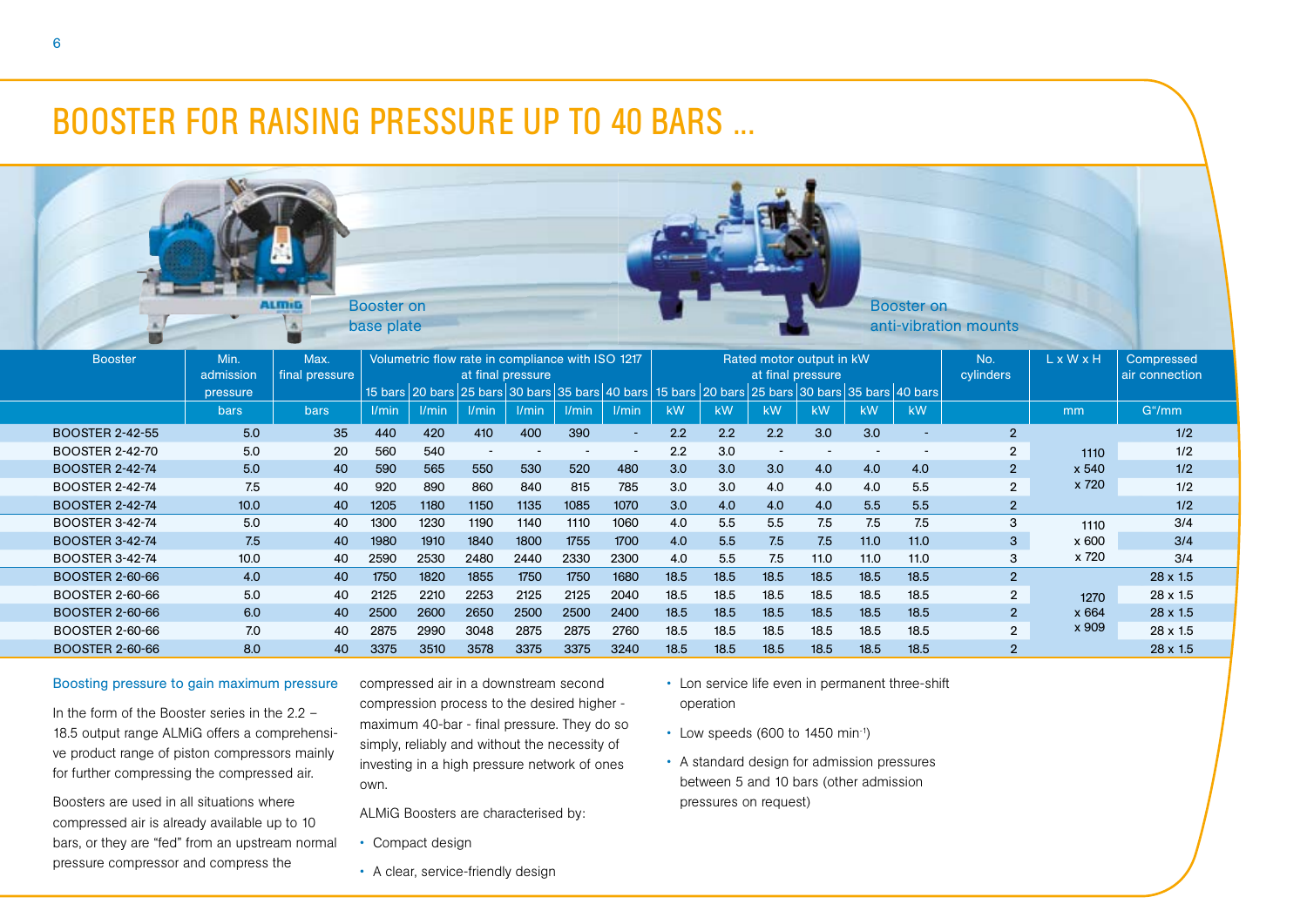# BOOSTER FOR RAISING PRESSURE UP TO 40 BARS ...

Booster on base plate

Booster on anti-vibration mounts

| Booster | Min. admission pressure | Max. final pressure | Volumetric flow rate in compliance with ISO 1217 at final pressure | | | | | | Rated motor output in kW at final pressure | | | | | | No. cylinders | L x W x H | Compressed air connection |
|---|---|---|---|---|---|---|---|---|---|---|---|---|---|---|---|---|---|
| | | | 15 bars | 20 bars | 25 bars | 30 bars | 35 bars | 40 bars | 15 bars | 20 bars | 25 bars | 30 bars | 35 bars | 40 bars | | | |
| | bars | bars | l/min | l/min | l/min | l/min | l/min | l/min | kW | kW | kW | kW | kW | kW | | mm | G"/mm |
| BOOSTER 2-42-55 | 5.0 | 35 | 440 | 420 | 410 | 400 | 390 | - | 2.2 | 2.2 | 2.2 | 3.0 | 3.0 | - | 2 | 1110 x 540 x 720 | 1/2 |
| BOOSTER 2-42-70 | 5.0 | 20 | 560 | 540 | - | - | - | - | 2.2 | 3.0 | - | - | - | - | 2 | | 1/2 |
| BOOSTER 2-42-74 | 5.0 | 40 | 590 | 565 | 550 | 530 | 520 | 480 | 3.0 | 3.0 | 3.0 | 4.0 | 4.0 | 4.0 | 2 | | 1/2 |
| BOOSTER 2-42-74 | 7.5 | 40 | 920 | 890 | 860 | 840 | 815 | 785 | 3.0 | 3.0 | 4.0 | 4.0 | 4.0 | 5.5 | 2 | | 1/2 |
| BOOSTER 2-42-74 | 10.0 | 40 | 1205 | 1180 | 1150 | 1135 | 1085 | 1070 | 3.0 | 4.0 | 4.0 | 4.0 | 5.5 | 5.5 | 2 | | 1/2 |
| BOOSTER 3-42-74 | 5.0 | 40 | 1300 | 1230 | 1190 | 1140 | 1110 | 1060 | 4.0 | 5.5 | 5.5 | 7.5 | 7.5 | 7.5 | 3 | 1110 x 600 x 720 | 3/4 |
| BOOSTER 3-42-74 | 7.5 | 40 | 1980 | 1910 | 1840 | 1800 | 1755 | 1700 | 4.0 | 5.5 | 7.5 | 7.5 | 11.0 | 11.0 | 3 | | 3/4 |
| BOOSTER 3-42-74 | 10.0 | 40 | 2590 | 2530 | 2480 | 2440 | 2330 | 2300 | 4.0 | 5.5 | 7.5 | 11.0 | 11.0 | 11.0 | 3 | | 3/4 |
| BOOSTER 2-60-66 | 4.0 | 40 | 1750 | 1820 | 1855 | 1750 | 1750 | 1680 | 18.5 | 18.5 | 18.5 | 18.5 | 18.5 | 18.5 | 2 | 1270 x 664 x 909 | 28 x 1.5 |
| BOOSTER 2-60-66 | 5.0 | 40 | 2125 | 2210 | 2253 | 2125 | 2125 | 2040 | 18.5 | 18.5 | 18.5 | 18.5 | 18.5 | 18.5 | 2 | | 28 x 1.5 |
| BOOSTER 2-60-66 | 6.0 | 40 | 2500 | 2600 | 2650 | 2500 | 2500 | 2400 | 18.5 | 18.5 | 18.5 | 18.5 | 18.5 | 18.5 | 2 | | 28 x 1.5 |
| BOOSTER 2-60-66 | 7.0 | 40 | 2875 | 2990 | 3048 | 2875 | 2875 | 2760 | 18.5 | 18.5 | 18.5 | 18.5 | 18.5 | 18.5 | 2 | | 28 x 1.5 |
| BOOSTER 2-60-66 | 8.0 | 40 | 3375 | 3510 | 3578 | 3375 | 3375 | 3240 | 18.5 | 18.5 | 18.5 | 18.5 | 18.5 | 18.5 | 2 | | 28 x 1.5 |

### Boosting pressure to gain maximum pressure

In the form of the Booster series in the 2.2 – 18.5 output range ALMiG offers a comprehensive product range of piston compressors mainly for further compressing the compressed air.

Boosters are used in all situations where compressed air is already available up to 10 bars, or they are "fed" from an upstream normal pressure compressor and compress the compressed air in a downstream second compression process to the desired higher - maximum 40-bar - final pressure. They do so simply, reliably and without the necessity of investing in a high pressure network of ones own.

ALMiG Boosters are characterised by:

- Compact design
- A clear, service-friendly design
- Lon service life even in permanent three-shift operation
- Low speeds (600 to 1450 min$^{-1}$)
- A standard design for admission pressures between 5 and 10 bars (other admission pressures on request)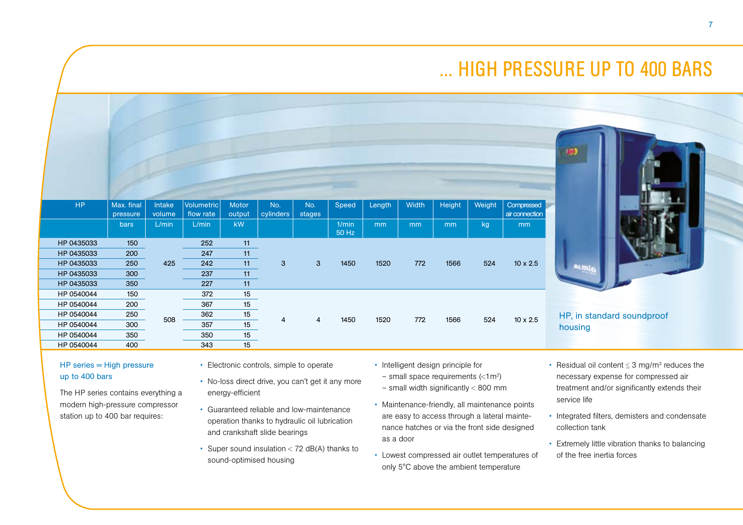# ... HIGH PRESSURE UP TO 400 BARS

| HP | Max. final pressure | Intake volume | Volumetric flow rate | Motor output | No. cylinders | No. stages | Speed | Length | Width | Height | Weight | Compressed air connection |
|---|---|---|---|---|---|---|---|---|---|---|---|---|
| | bars | L/min | L/min | kW | | | 1/min 50 Hz | mm | mm | mm | kg | mm |
| HP 0435033 | 150 | 425 | 252 | 11 | 3 | 3 | 1450 | 1520 | 772 | 1566 | 524 | 10 x 2.5 |
| HP 0435033 | 200 | | 247 | 11 | | | | | | | | |
| HP 0435033 | 250 | | 242 | 11 | | | | | | | | |
| HP 0435033 | 300 | | 237 | 11 | | | | | | | | |
| HP 0435033 | 350 | | 227 | 11 | | | | | | | | |
| HP 0540044 | 150 | 508 | 372 | 15 | 4 | 4 | 1450 | 1520 | 772 | 1566 | 524 | 10 x 2.5 |
| HP 0540044 | 200 | | 367 | 15 | | | | | | | | |
| HP 0540044 | 250 | | 362 | 15 | | | | | | | | |
| HP 0540044 | 300 | | 357 | 15 | | | | | | | | |
| HP 0540044 | 350 | | 350 | 15 | | | | | | | | |
| HP 0540044 | 400 | | 343 | 15 | | | | | | | | |

HP, in standard soundproof housing

HP series = High pressure up to 400 bars

The HP series contains everything a modern high-pressure compressor station up to 400 bar requires:

- Electronic controls, simple to operate
- No-loss direct drive, you can't get it any more energy-efficient
- Guaranteed reliable and low-maintenance operation thanks to hydraulic oil lubrication and crankshaft slide bearings
- Super sound insulation < 72 dB(A) thanks to sound-optimised housing
- Intelligent design principle for
  - small space requirements (<1 m²)
  - small width significantly < 800 mm
- Maintenance-friendly, all maintenance points are easy to access through a lateral maintenance hatches or via the front side designed as a door
- Lowest compressed air outlet temperatures of only 5°C above the ambient temperature
- Residual oil content ≤ 3 mg/m³ reduces the necessary expense for compressed air treatment and/or significantly extends their service life
- Integrated filters, demisters and condensate collection tank
- Extremely little vibration thanks to balancing of the free inertia forces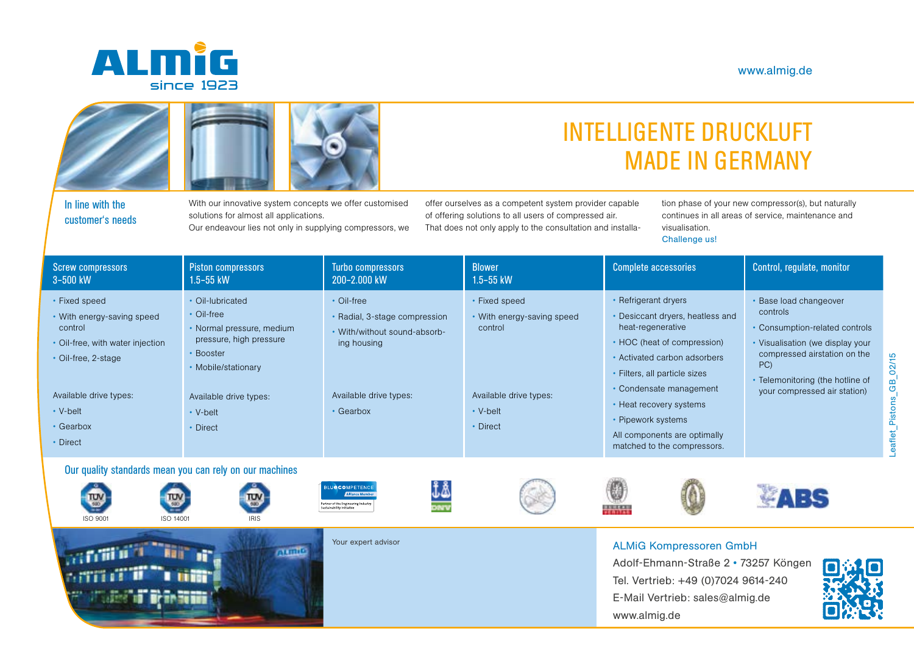ALMiG since 1923

www.almig.de

# INTELLIGENTE DRUCKLUFT MADE IN GERMANY

## In line with the customer's needs

With our innovative system concepts we offer customised solutions for almost all applications.
Our endeavour lies not only in supplying compressors, we offer ourselves as a competent system provider capable of offering solutions to all users of compressed air. That does not only apply to the consultation and installation phase of your new compressor(s), but naturally continues in all areas of service, maintenance and visualisation.
Challenge us!

| Screw compressors 3-500 kW | Piston compressors 1.5–55 kW | Turbo compressors 200–2.000 kW | Blower 1.5–55 kW | Complete accessories | Control, regulate, monitor |
|---|---|---|---|---|---|
| • Fixed speed<br>• With energy-saving speed control<br>• Oil-free, with water injection<br>• Oil-free, 2-stage<br><br>Available drive types:<br>• V-belt<br>• Gearbox<br>• Direct | • Oil-lubricated<br>• Oil-free<br>• Normal pressure, medium pressure, high pressure<br>• Booster<br>• Mobile/stationary<br><br>Available drive types:<br>• V-belt<br>• Direct | • Oil-free<br>• Radial, 3-stage compression<br>• With/without sound-absorbing housing<br><br>Available drive types:<br>• Gearbox | • Fixed speed<br>• With energy-saving speed control<br><br>Available drive types:<br>• V-belt<br>• Direct | • Refrigerant dryers<br>• Desiccant dryers, heatless and heat-regenerative<br>• HOC (heat of compression)<br>• Activated carbon adsorbers<br>• Filters, all particle sizes<br>• Condensate management<br>• Heat recovery systems<br>• Pipework systems<br><br>All components are optimally matched to the compressors. | • Base load changeover controls<br>• Consumption-related controls<br>• Visualisation (we display your compressed airstation on the PC)<br>• Telemonitoring (the hotline of your compressed air station) |

## Our quality standards mean you can rely on our machines

ISO 9001 ISO 14001 IRIS

BLUECOMPETENCE Alliance Member – Partner of the Engineering Industry Sustainability Initiative

DNV

ABS

Your expert advisor

ALMiG Kompressoren GmbH
Adolf-Ehmann-Straße 2 • 73257 Köngen
Tel. Vertrieb: +49 (0)7024 9614-240
E-Mail Vertrieb: sales@almig.de
www.almig.de

Leaflet_Pistons_GB_02/15